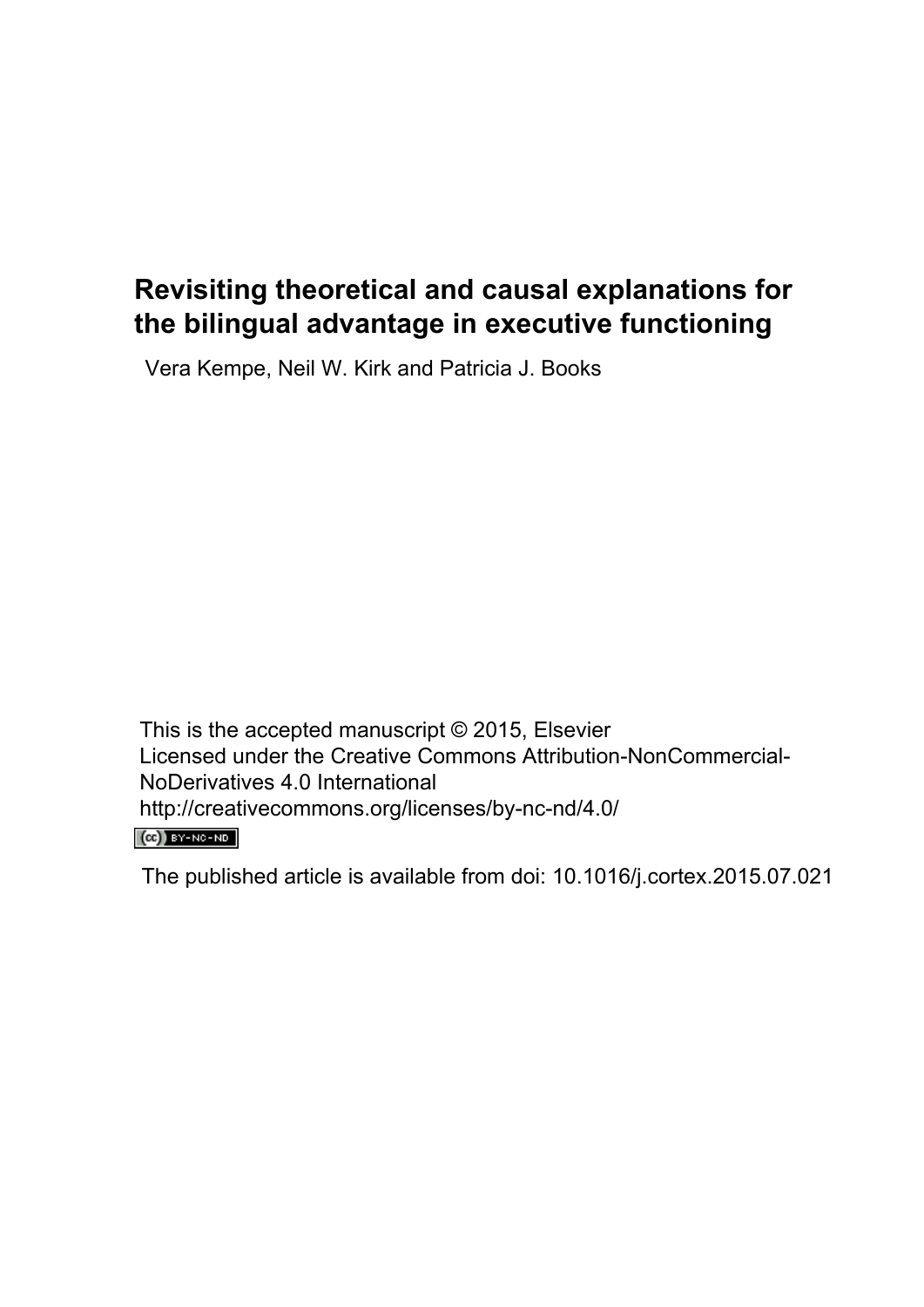# Revisiting theoretical and causal explanations for the bilingual advantage in executive functioning

Vera Kempe, Neil W. Kirk and Patricia J. Books

This is the accepted manuscript © 2015, Elsevier
Licensed under the Creative Commons Attribution-NonCommercial-NoDerivatives 4.0 International
http://creativecommons.org/licenses/by-nc-nd/4.0/

The published article is available from doi: 10.1016/j.cortex.2015.07.021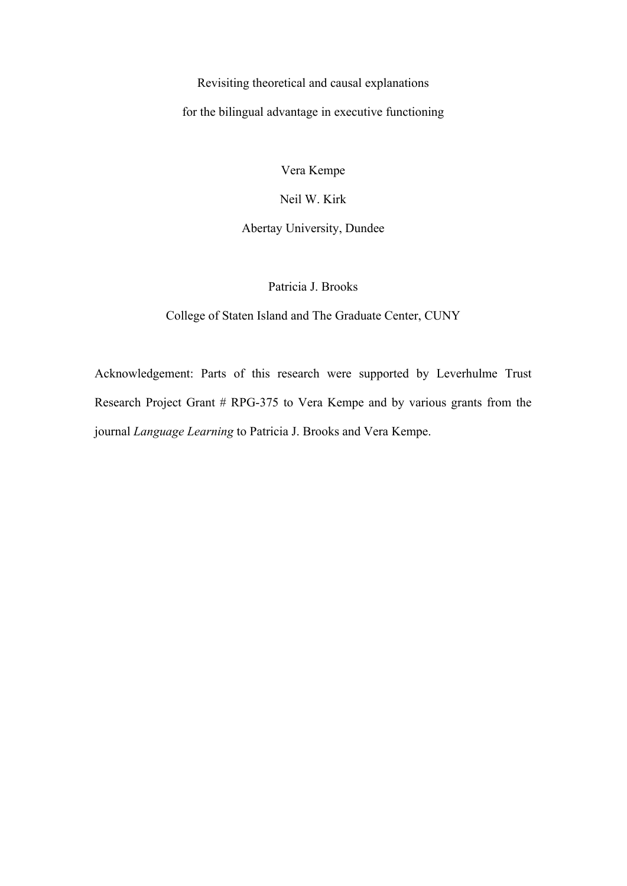# Revisiting theoretical and causal explanations for the bilingual advantage in executive functioning

Vera Kempe

Neil W. Kirk

Abertay University, Dundee

Patricia J. Brooks

College of Staten Island and The Graduate Center, CUNY

Acknowledgement: Parts of this research were supported by Leverhulme Trust Research Project Grant # RPG-375 to Vera Kempe and by various grants from the journal *Language Learning* to Patricia J. Brooks and Vera Kempe.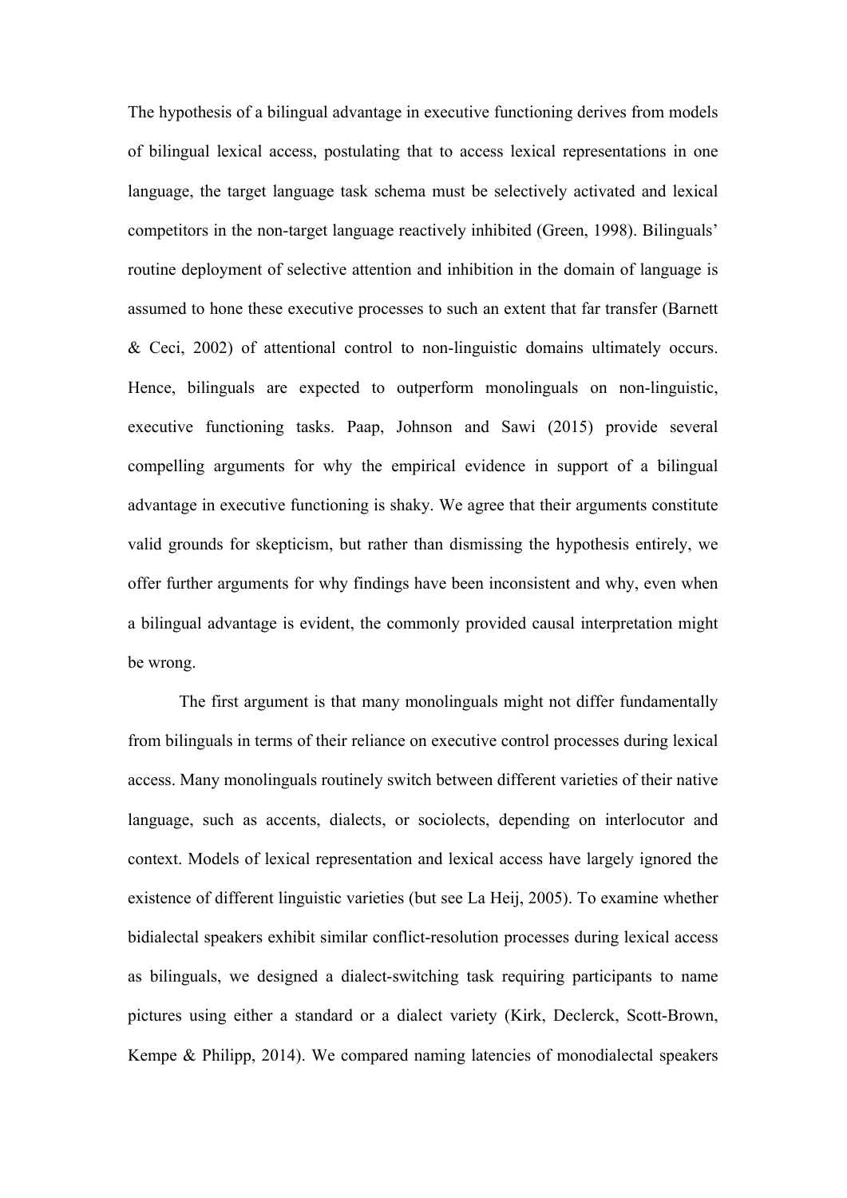The hypothesis of a bilingual advantage in executive functioning derives from models of bilingual lexical access, postulating that to access lexical representations in one language, the target language task schema must be selectively activated and lexical competitors in the non-target language reactively inhibited (Green, 1998). Bilinguals' routine deployment of selective attention and inhibition in the domain of language is assumed to hone these executive processes to such an extent that far transfer (Barnett & Ceci, 2002) of attentional control to non-linguistic domains ultimately occurs. Hence, bilinguals are expected to outperform monolinguals on non-linguistic, executive functioning tasks. Paap, Johnson and Sawi (2015) provide several compelling arguments for why the empirical evidence in support of a bilingual advantage in executive functioning is shaky. We agree that their arguments constitute valid grounds for skepticism, but rather than dismissing the hypothesis entirely, we offer further arguments for why findings have been inconsistent and why, even when a bilingual advantage is evident, the commonly provided causal interpretation might be wrong.

The first argument is that many monolinguals might not differ fundamentally from bilinguals in terms of their reliance on executive control processes during lexical access. Many monolinguals routinely switch between different varieties of their native language, such as accents, dialects, or sociolects, depending on interlocutor and context. Models of lexical representation and lexical access have largely ignored the existence of different linguistic varieties (but see La Heij, 2005). To examine whether bidialectal speakers exhibit similar conflict-resolution processes during lexical access as bilinguals, we designed a dialect-switching task requiring participants to name pictures using either a standard or a dialect variety (Kirk, Declerck, Scott-Brown, Kempe & Philipp, 2014). We compared naming latencies of monodialectal speakers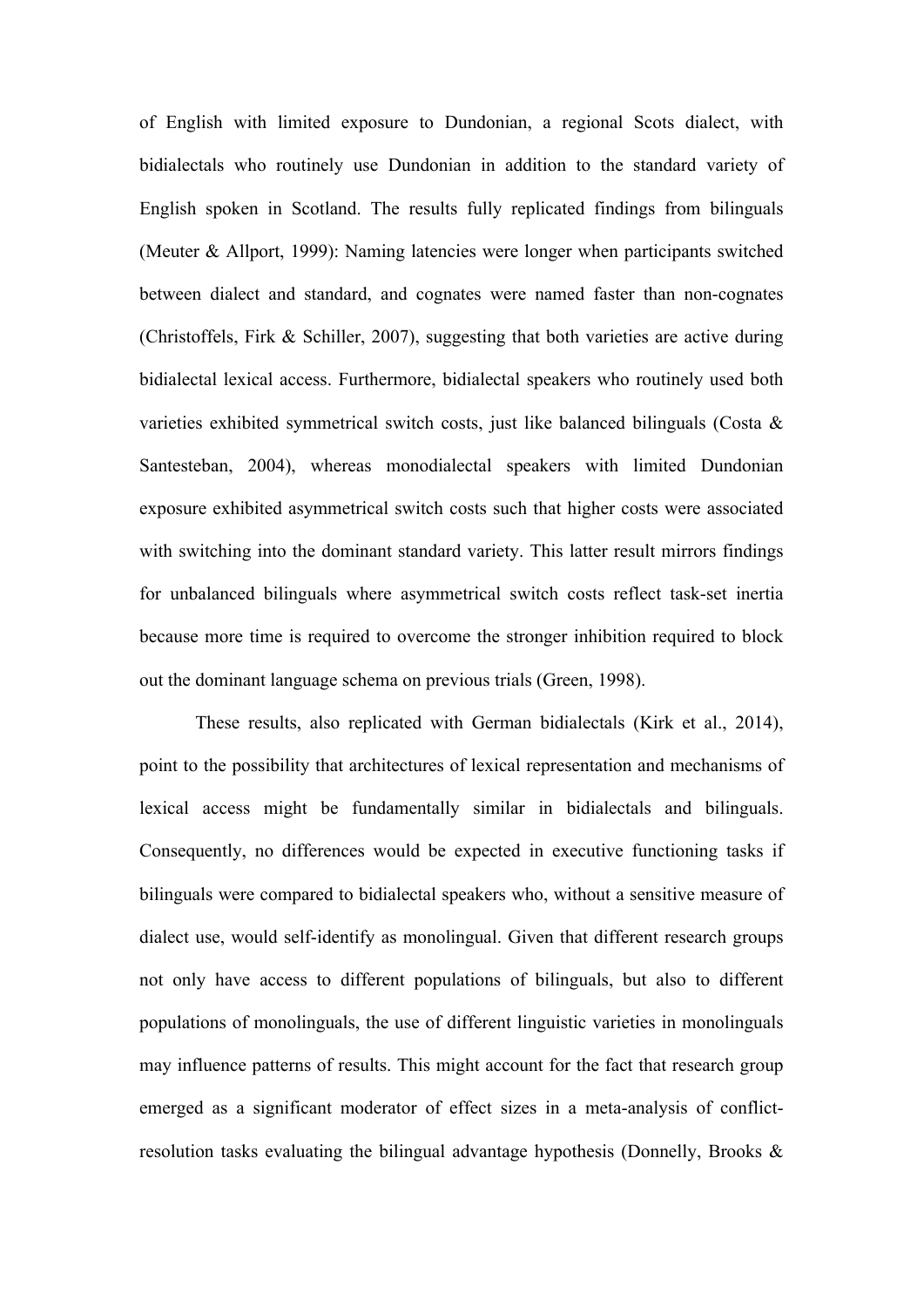of English with limited exposure to Dundonian, a regional Scots dialect, with bidialectals who routinely use Dundonian in addition to the standard variety of English spoken in Scotland. The results fully replicated findings from bilinguals (Meuter & Allport, 1999): Naming latencies were longer when participants switched between dialect and standard, and cognates were named faster than non-cognates (Christoffels, Firk & Schiller, 2007), suggesting that both varieties are active during bidialectal lexical access. Furthermore, bidialectal speakers who routinely used both varieties exhibited symmetrical switch costs, just like balanced bilinguals (Costa & Santesteban, 2004), whereas monodialectal speakers with limited Dundonian exposure exhibited asymmetrical switch costs such that higher costs were associated with switching into the dominant standard variety. This latter result mirrors findings for unbalanced bilinguals where asymmetrical switch costs reflect task-set inertia because more time is required to overcome the stronger inhibition required to block out the dominant language schema on previous trials (Green, 1998).

These results, also replicated with German bidialectals (Kirk et al., 2014), point to the possibility that architectures of lexical representation and mechanisms of lexical access might be fundamentally similar in bidialectals and bilinguals. Consequently, no differences would be expected in executive functioning tasks if bilinguals were compared to bidialectal speakers who, without a sensitive measure of dialect use, would self-identify as monolingual. Given that different research groups not only have access to different populations of bilinguals, but also to different populations of monolinguals, the use of different linguistic varieties in monolinguals may influence patterns of results. This might account for the fact that research group emerged as a significant moderator of effect sizes in a meta-analysis of conflict-resolution tasks evaluating the bilingual advantage hypothesis (Donnelly, Brooks &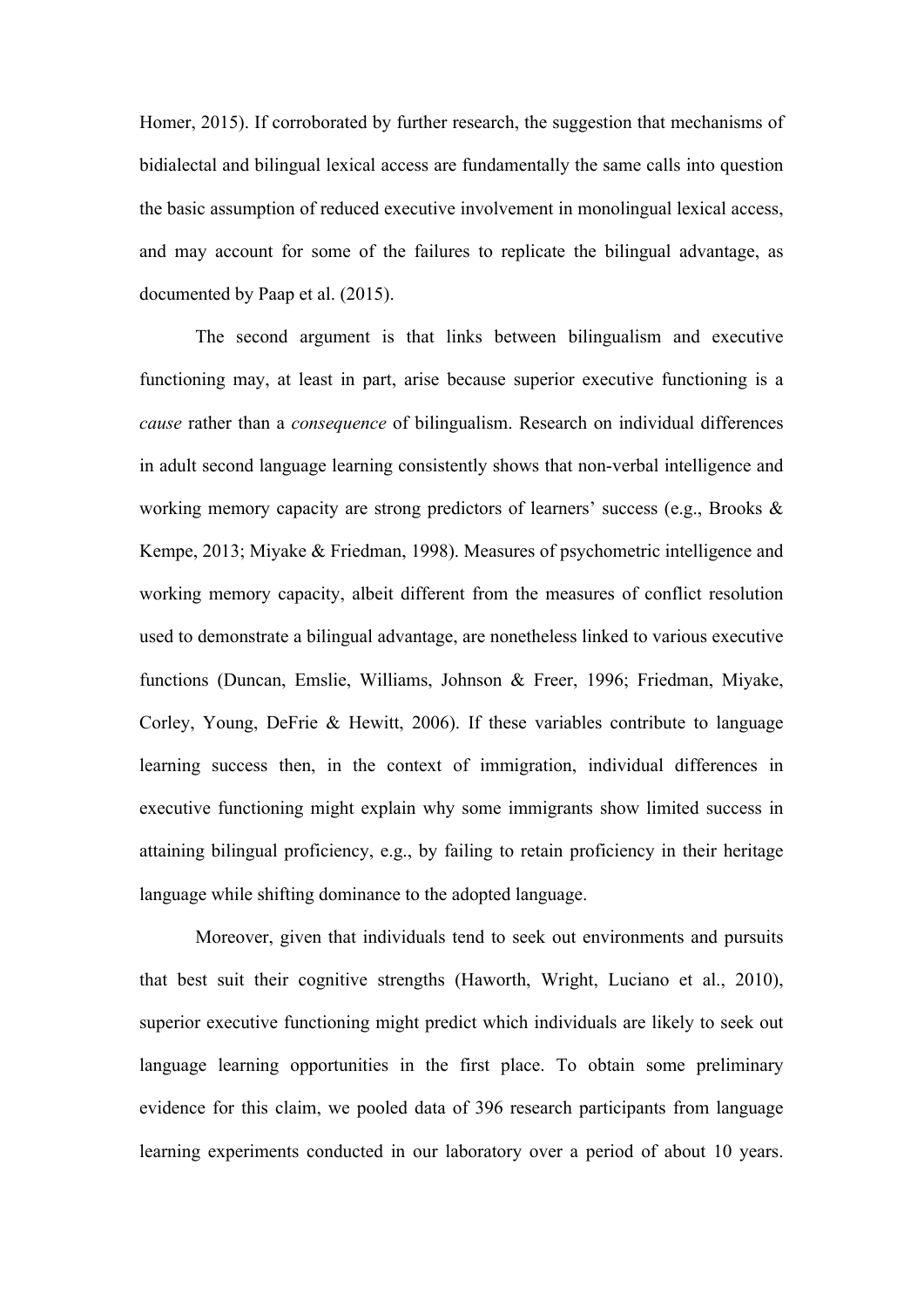Homer, 2015). If corroborated by further research, the suggestion that mechanisms of bidialectal and bilingual lexical access are fundamentally the same calls into question the basic assumption of reduced executive involvement in monolingual lexical access, and may account for some of the failures to replicate the bilingual advantage, as documented by Paap et al. (2015).

The second argument is that links between bilingualism and executive functioning may, at least in part, arise because superior executive functioning is a *cause* rather than a *consequence* of bilingualism. Research on individual differences in adult second language learning consistently shows that non-verbal intelligence and working memory capacity are strong predictors of learners' success (e.g., Brooks & Kempe, 2013; Miyake & Friedman, 1998). Measures of psychometric intelligence and working memory capacity, albeit different from the measures of conflict resolution used to demonstrate a bilingual advantage, are nonetheless linked to various executive functions (Duncan, Emslie, Williams, Johnson & Freer, 1996; Friedman, Miyake, Corley, Young, DeFrie & Hewitt, 2006). If these variables contribute to language learning success then, in the context of immigration, individual differences in executive functioning might explain why some immigrants show limited success in attaining bilingual proficiency, e.g., by failing to retain proficiency in their heritage language while shifting dominance to the adopted language.

Moreover, given that individuals tend to seek out environments and pursuits that best suit their cognitive strengths (Haworth, Wright, Luciano et al., 2010), superior executive functioning might predict which individuals are likely to seek out language learning opportunities in the first place. To obtain some preliminary evidence for this claim, we pooled data of 396 research participants from language learning experiments conducted in our laboratory over a period of about 10 years.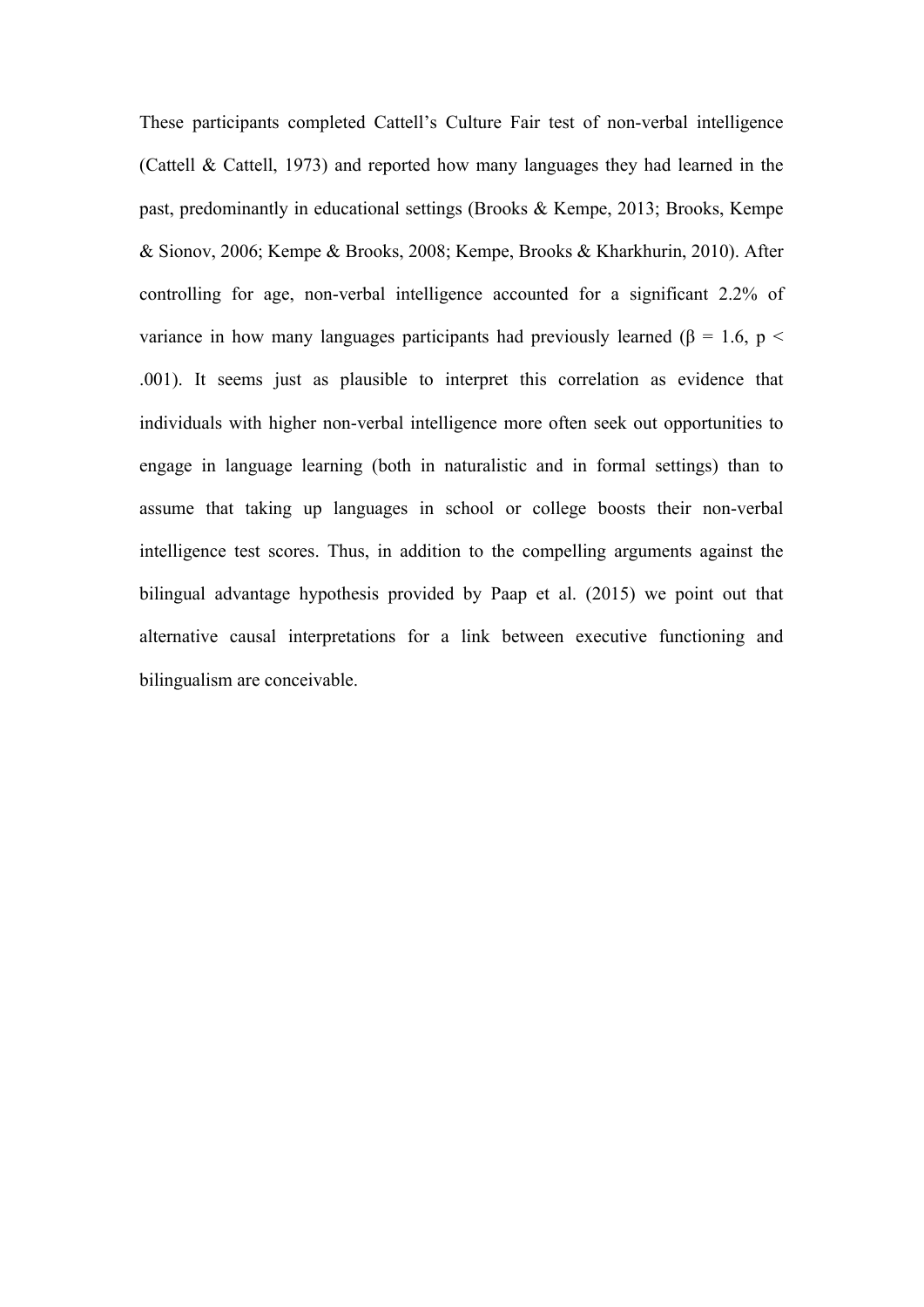These participants completed Cattell's Culture Fair test of non-verbal intelligence (Cattell & Cattell, 1973) and reported how many languages they had learned in the past, predominantly in educational settings (Brooks & Kempe, 2013; Brooks, Kempe & Sionov, 2006; Kempe & Brooks, 2008; Kempe, Brooks & Kharkhurin, 2010). After controlling for age, non-verbal intelligence accounted for a significant 2.2% of variance in how many languages participants had previously learned ($\beta = 1.6$, $p < .001$). It seems just as plausible to interpret this correlation as evidence that individuals with higher non-verbal intelligence more often seek out opportunities to engage in language learning (both in naturalistic and in formal settings) than to assume that taking up languages in school or college boosts their non-verbal intelligence test scores. Thus, in addition to the compelling arguments against the bilingual advantage hypothesis provided by Paap et al. (2015) we point out that alternative causal interpretations for a link between executive functioning and bilingualism are conceivable.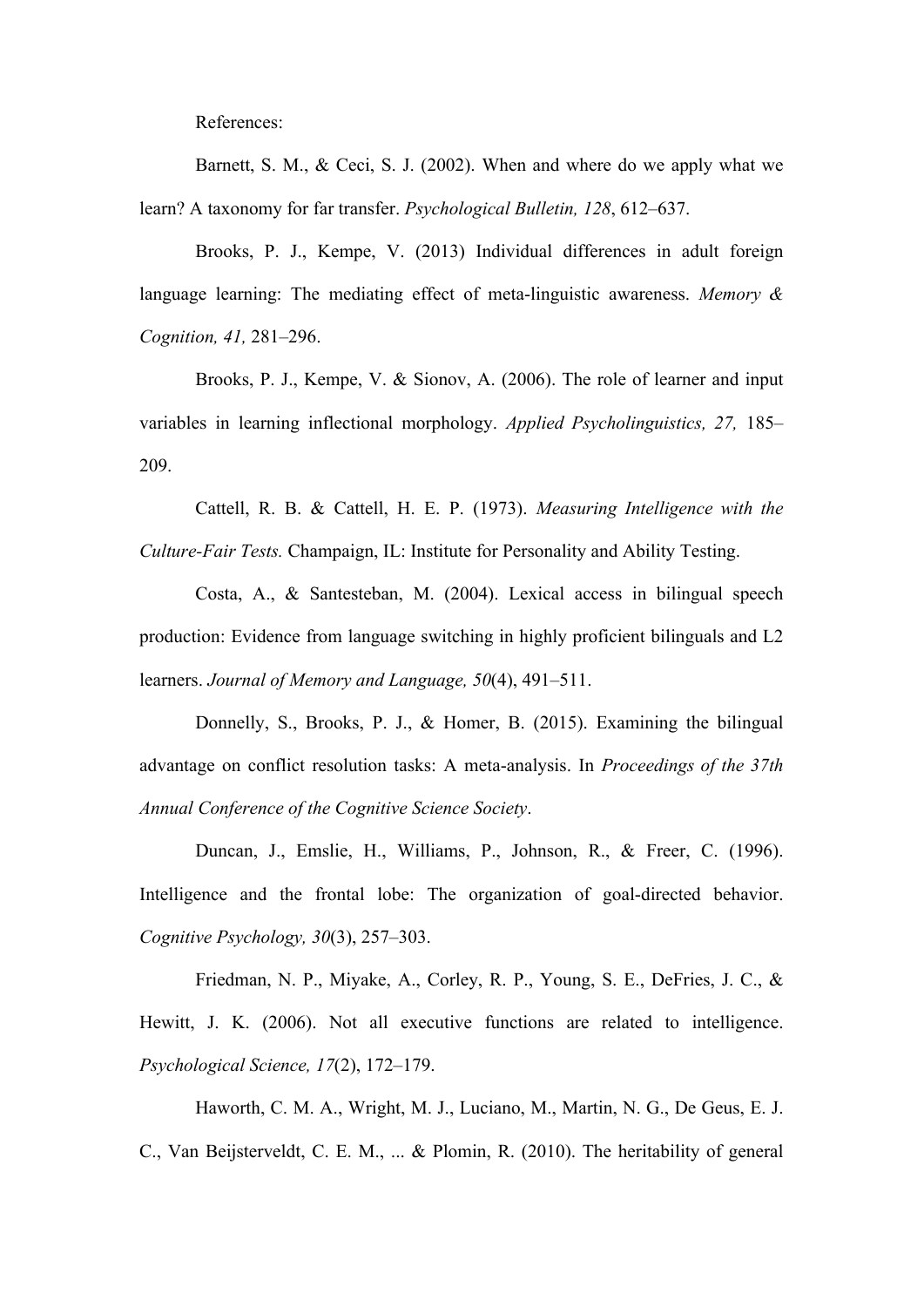References:

Barnett, S. M., & Ceci, S. J. (2002). When and where do we apply what we learn? A taxonomy for far transfer. *Psychological Bulletin, 128*, 612–637.

Brooks, P. J., Kempe, V. (2013) Individual differences in adult foreign language learning: The mediating effect of meta-linguistic awareness. *Memory & Cognition, 41,* 281–296.

Brooks, P. J., Kempe, V. & Sionov, A. (2006). The role of learner and input variables in learning inflectional morphology. *Applied Psycholinguistics, 27,* 185–209.

Cattell, R. B. & Cattell, H. E. P. (1973). *Measuring Intelligence with the Culture-Fair Tests.* Champaign, IL: Institute for Personality and Ability Testing.

Costa, A., & Santesteban, M. (2004). Lexical access in bilingual speech production: Evidence from language switching in highly proficient bilinguals and L2 learners. *Journal of Memory and Language, 50*(4), 491–511.

Donnelly, S., Brooks, P. J., & Homer, B. (2015). Examining the bilingual advantage on conflict resolution tasks: A meta-analysis. In *Proceedings of the 37th Annual Conference of the Cognitive Science Society*.

Duncan, J., Emslie, H., Williams, P., Johnson, R., & Freer, C. (1996). Intelligence and the frontal lobe: The organization of goal-directed behavior. *Cognitive Psychology, 30*(3), 257–303.

Friedman, N. P., Miyake, A., Corley, R. P., Young, S. E., DeFries, J. C., & Hewitt, J. K. (2006). Not all executive functions are related to intelligence. *Psychological Science, 17*(2), 172–179.

Haworth, C. M. A., Wright, M. J., Luciano, M., Martin, N. G., De Geus, E. J. C., Van Beijsterveldt, C. E. M., ... & Plomin, R. (2010). The heritability of general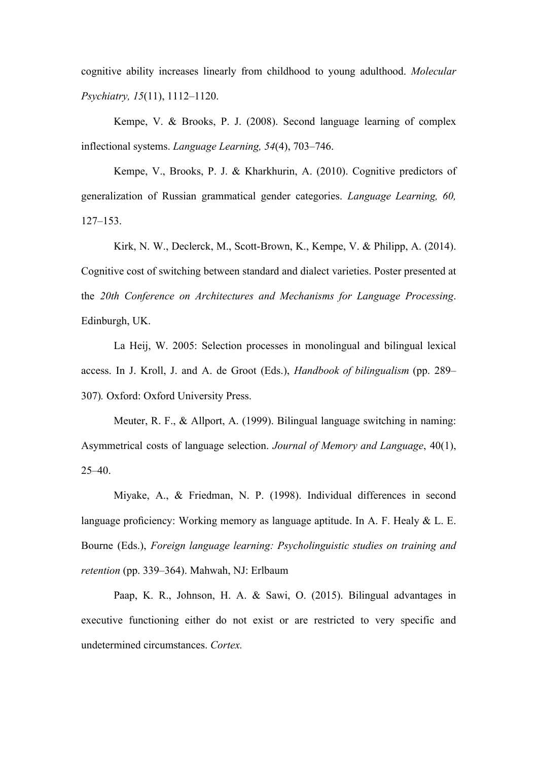cognitive ability increases linearly from childhood to young adulthood. *Molecular Psychiatry, 15*(11), 1112–1120.

Kempe, V. & Brooks, P. J. (2008). Second language learning of complex inflectional systems. *Language Learning, 54*(4), 703–746.

Kempe, V., Brooks, P. J. & Kharkhurin, A. (2010). Cognitive predictors of generalization of Russian grammatical gender categories. *Language Learning, 60,* 127–153.

Kirk, N. W., Declerck, M., Scott-Brown, K., Kempe, V. & Philipp, A. (2014). Cognitive cost of switching between standard and dialect varieties. Poster presented at the *20th Conference on Architectures and Mechanisms for Language Processing*. Edinburgh, UK.

La Heij, W. 2005: Selection processes in monolingual and bilingual lexical access. In J. Kroll, J. and A. de Groot (Eds.), *Handbook of bilingualism* (pp. 289–307)*.* Oxford: Oxford University Press.

Meuter, R. F., & Allport, A. (1999). Bilingual language switching in naming: Asymmetrical costs of language selection. *Journal of Memory and Language*, 40(1), 25–40.

Miyake, A., & Friedman, N. P. (1998). Individual differences in second language proficiency: Working memory as language aptitude. In A. F. Healy & L. E. Bourne (Eds.), *Foreign language learning: Psycholinguistic studies on training and retention* (pp. 339–364). Mahwah, NJ: Erlbaum

Paap, K. R., Johnson, H. A. & Sawi, O. (2015). Bilingual advantages in executive functioning either do not exist or are restricted to very specific and undetermined circumstances. *Cortex.*